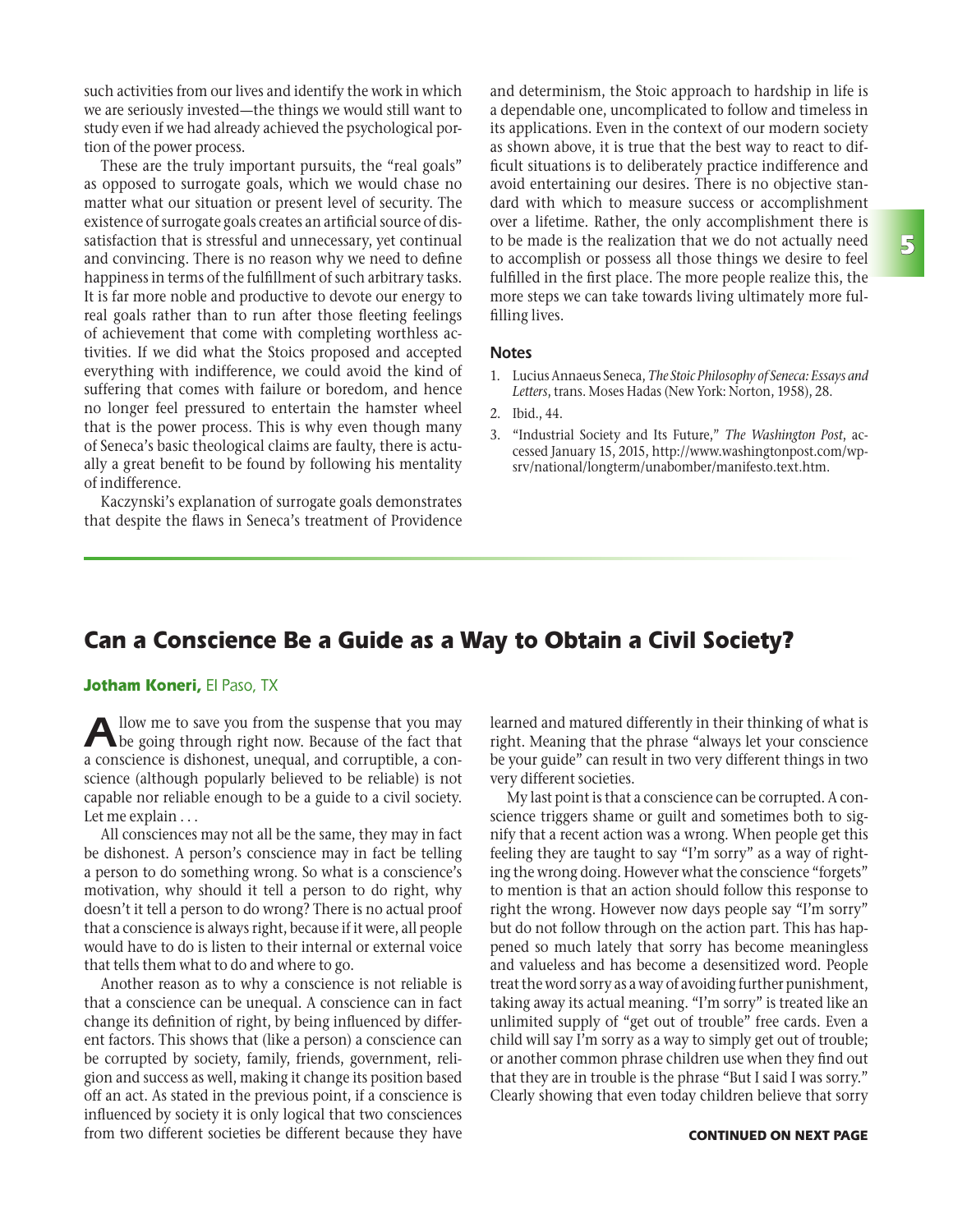such activities from our lives and identify the work in which we are seriously invested—the things we would still want to study even if we had already achieved the psychological portion of the power process.

These are the truly important pursuits, the "real goals" as opposed to surrogate goals, which we would chase no matter what our situation or present level of security. The existence of surrogate goals creates an artificial source of dissatisfaction that is stressful and unnecessary, yet continual and convincing. There is no reason why we need to define happiness in terms of the fulfillment of such arbitrary tasks. It is far more noble and productive to devote our energy to real goals rather than to run after those fleeting feelings of achievement that come with completing worthless activities. If we did what the Stoics proposed and accepted everything with indifference, we could avoid the kind of suffering that comes with failure or boredom, and hence no longer feel pressured to entertain the hamster wheel that is the power process. This is why even though many of Seneca's basic theological claims are faulty, there is actually a great benefit to be found by following his mentality of indifference.

Kaczynski's explanation of surrogate goals demonstrates that despite the flaws in Seneca's treatment of Providence and determinism, the Stoic approach to hardship in life is a dependable one, uncomplicated to follow and timeless in its applications. Even in the context of our modern society as shown above, it is true that the best way to react to difficult situations is to deliberately practice indifference and avoid entertaining our desires. There is no objective standard with which to measure success or accomplishment over a lifetime. Rather, the only accomplishment there is to be made is the realization that we do not actually need to accomplish or possess all those things we desire to feel fulfilled in the first place. The more people realize this, the more steps we can take towards living ultimately more fulfilling lives.

### Notes

1. Lucius Annaeus Seneca, *The Stoic Philosophy of Seneca: Essays and Letters*, trans. Moses Hadas (New York: Norton, 1958), 28.
2. Ibid., 44.
3. "Industrial Society and Its Future," *The Washington Post*, accessed January 15, 2015, http://www.washingtonpost.com/wp-srv/national/longterm/unabomber/manifesto.text.htm.

## Can a Conscience Be a Guide as a Way to Obtain a Civil Society?

**Jotham Koneri,** El Paso, TX

Allow me to save you from the suspense that you may be going through right now. Because of the fact that a conscience is dishonest, unequal, and corruptible, a conscience (although popularly believed to be reliable) is not capable nor reliable enough to be a guide to a civil society. Let me explain . . .

All consciences may not all be the same, they may in fact be dishonest. A person's conscience may in fact be telling a person to do something wrong. So what is a conscience's motivation, why should it tell a person to do right, why doesn't it tell a person to do wrong? There is no actual proof that a conscience is always right, because if it were, all people would have to do is listen to their internal or external voice that tells them what to do and where to go.

Another reason as to why a conscience is not reliable is that a conscience can be unequal. A conscience can in fact change its definition of right, by being influenced by different factors. This shows that (like a person) a conscience can be corrupted by society, family, friends, government, religion and success as well, making it change its position based off an act. As stated in the previous point, if a conscience is influenced by society it is only logical that two consciences from two different societies be different because they have learned and matured differently in their thinking of what is right. Meaning that the phrase "always let your conscience be your guide" can result in two very different things in two very different societies.

My last point is that a conscience can be corrupted. A conscience triggers shame or guilt and sometimes both to signify that a recent action was a wrong. When people get this feeling they are taught to say "I'm sorry" as a way of righting the wrong doing. However what the conscience "forgets" to mention is that an action should follow this response to right the wrong. However now days people say "I'm sorry" but do not follow through on the action part. This has happened so much lately that sorry has become meaningless and valueless and has become a desensitized word. People treat the word sorry as a way of avoiding further punishment, taking away its actual meaning. "I'm sorry" is treated like an unlimited supply of "get out of trouble" free cards. Even a child will say I'm sorry as a way to simply get out of trouble; or another common phrase children use when they find out that they are in trouble is the phrase "But I said I was sorry." Clearly showing that even today children believe that sorry

**CONTINUED ON NEXT PAGE**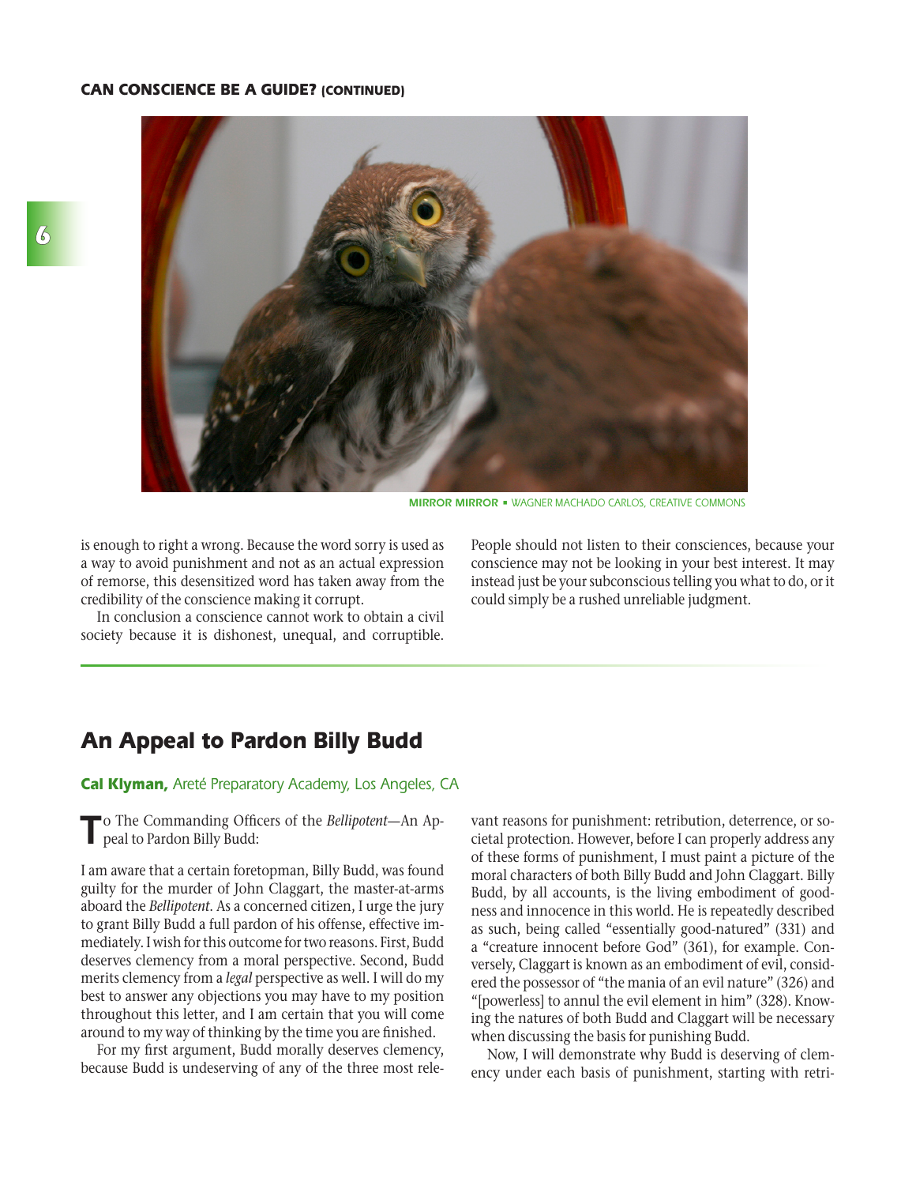MIRROR MIRROR ▪ WAGNER MACHADO CARLOS, CREATIVE COMMONS

is enough to right a wrong. Because the word sorry is used as a way to avoid punishment and not as an actual expression of remorse, this desensitized word has taken away from the credibility of the conscience making it corrupt.

In conclusion a conscience cannot work to obtain a civil society because it is dishonest, unequal, and corruptible. People should not listen to their consciences, because your conscience may not be looking in your best interest. It may instead just be your subconscious telling you what to do, or it could simply be a rushed unreliable judgment.

## An Appeal to Pardon Billy Budd

**Cal Klyman,** Areté Preparatory Academy, Los Angeles, CA

To The Commanding Officers of the *Bellipotent*—An Appeal to Pardon Billy Budd:

I am aware that a certain foretopman, Billy Budd, was found guilty for the murder of John Claggart, the master-at-arms aboard the *Bellipotent*. As a concerned citizen, I urge the jury to grant Billy Budd a full pardon of his offense, effective immediately. I wish for this outcome for two reasons. First, Budd deserves clemency from a moral perspective. Second, Budd merits clemency from a *legal* perspective as well. I will do my best to answer any objections you may have to my position throughout this letter, and I am certain that you will come around to my way of thinking by the time you are finished.

For my first argument, Budd morally deserves clemency, because Budd is undeserving of any of the three most relevant reasons for punishment: retribution, deterrence, or societal protection. However, before I can properly address any of these forms of punishment, I must paint a picture of the moral characters of both Billy Budd and John Claggart. Billy Budd, by all accounts, is the living embodiment of goodness and innocence in this world. He is repeatedly described as such, being called "essentially good-natured" (331) and a "creature innocent before God" (361), for example. Conversely, Claggart is known as an embodiment of evil, considered the possessor of "the mania of an evil nature" (326) and "[powerless] to annul the evil element in him" (328). Knowing the natures of both Budd and Claggart will be necessary when discussing the basis for punishing Budd.

Now, I will demonstrate why Budd is deserving of clemency under each basis of punishment, starting with retri-